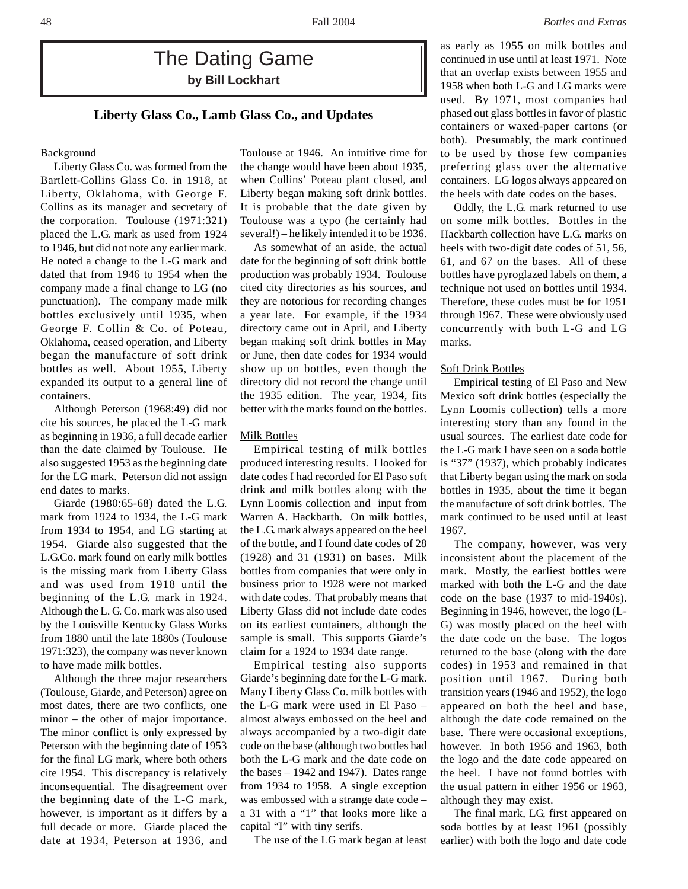# The Dating Game

**by Bill Lockhart**

## Liberty Glass Co., Lamb Glass Co., and Updates

### Background

Liberty Glass Co. was formed from the Bartlett-Collins Glass Co. in 1918, at Liberty, Oklahoma, with George F. Collins as its manager and secretary of the corporation. Toulouse (1971:321) placed the L.G. mark as used from 1924 to 1946, but did not note any earlier mark. He noted a change to the L-G mark and dated that from 1946 to 1954 when the company made a final change to LG (no punctuation). The company made milk bottles exclusively until 1935, when George F. Collin & Co. of Poteau, Oklahoma, ceased operation, and Liberty began the manufacture of soft drink bottles as well. About 1955, Liberty expanded its output to a general line of containers.

Although Peterson (1968:49) did not cite his sources, he placed the L-G mark as beginning in 1936, a full decade earlier than the date claimed by Toulouse. He also suggested 1953 as the beginning date for the LG mark. Peterson did not assign end dates to marks.

Giarde (1980:65-68) dated the L.G. mark from 1924 to 1934, the L-G mark from 1934 to 1954, and LG starting at 1954. Giarde also suggested that the L.G.Co. mark found on early milk bottles is the missing mark from Liberty Glass and was used from 1918 until the beginning of the L.G. mark in 1924. Although the L. G. Co. mark was also used by the Louisville Kentucky Glass Works from 1880 until the late 1880s (Toulouse 1971:323), the company was never known to have made milk bottles.

Although the three major researchers (Toulouse, Giarde, and Peterson) agree on most dates, there are two conflicts, one minor – the other of major importance. The minor conflict is only expressed by Peterson with the beginning date of 1953 for the final LG mark, where both others cite 1954. This discrepancy is relatively inconsequential. The disagreement over the beginning date of the L-G mark, however, is important as it differs by a full decade or more. Giarde placed the date at 1934, Peterson at 1936, and Toulouse at 1946. An intuitive time for the change would have been about 1935, when Collins' Poteau plant closed, and Liberty began making soft drink bottles. It is probable that the date given by Toulouse was a typo (he certainly had several!) – he likely intended it to be 1936.

As somewhat of an aside, the actual date for the beginning of soft drink bottle production was probably 1934. Toulouse cited city directories as his sources, and they are notorious for recording changes a year late. For example, if the 1934 directory came out in April, and Liberty began making soft drink bottles in May or June, then date codes for 1934 would show up on bottles, even though the directory did not record the change until the 1935 edition. The year, 1934, fits better with the marks found on the bottles.

### Milk Bottles

Empirical testing of milk bottles produced interesting results. I looked for date codes I had recorded for El Paso soft drink and milk bottles along with the Lynn Loomis collection and input from Warren A. Hackbarth. On milk bottles, the L.G. mark always appeared on the heel of the bottle, and I found date codes of 28 (1928) and 31 (1931) on bases. Milk bottles from companies that were only in business prior to 1928 were not marked with date codes. That probably means that Liberty Glass did not include date codes on its earliest containers, although the sample is small. This supports Giarde's claim for a 1924 to 1934 date range.

Empirical testing also supports Giarde's beginning date for the L-G mark. Many Liberty Glass Co. milk bottles with the L-G mark were used in El Paso – almost always embossed on the heel and always accompanied by a two-digit date code on the base (although two bottles had both the L-G mark and the date code on the bases – 1942 and 1947). Dates range from 1934 to 1958. A single exception was embossed with a strange date code – a 31 with a "1" that looks more like a capital "I" with tiny serifs.

The use of the LG mark began at least as early as 1955 on milk bottles and continued in use until at least 1971. Note that an overlap exists between 1955 and 1958 when both L-G and LG marks were used. By 1971, most companies had phased out glass bottles in favor of plastic containers or waxed-paper cartons (or both). Presumably, the mark continued to be used by those few companies preferring glass over the alternative containers. LG logos always appeared on the heels with date codes on the bases.

Oddly, the L.G. mark returned to use on some milk bottles. Bottles in the Hackbarth collection have L.G. marks on heels with two-digit date codes of 51, 56, 61, and 67 on the bases. All of these bottles have pyroglazed labels on them, a technique not used on bottles until 1934. Therefore, these codes must be for 1951 through 1967. These were obviously used concurrently with both L-G and LG marks.

### Soft Drink Bottles

Empirical testing of El Paso and New Mexico soft drink bottles (especially the Lynn Loomis collection) tells a more interesting story than any found in the usual sources. The earliest date code for the L-G mark I have seen on a soda bottle is "37" (1937), which probably indicates that Liberty began using the mark on soda bottles in 1935, about the time it began the manufacture of soft drink bottles. The mark continued to be used until at least 1967.

The company, however, was very inconsistent about the placement of the mark. Mostly, the earliest bottles were marked with both the L-G and the date code on the base (1937 to mid-1940s). Beginning in 1946, however, the logo (L-G) was mostly placed on the heel with the date code on the base. The logos returned to the base (along with the date codes) in 1953 and remained in that position until 1967. During both transition years (1946 and 1952), the logo appeared on both the heel and base, although the date code remained on the base. There were occasional exceptions, however. In both 1956 and 1963, both the logo and the date code appeared on the heel. I have not found bottles with the usual pattern in either 1956 or 1963, although they may exist.

The final mark, LG, first appeared on soda bottles by at least 1961 (possibly earlier) with both the logo and date code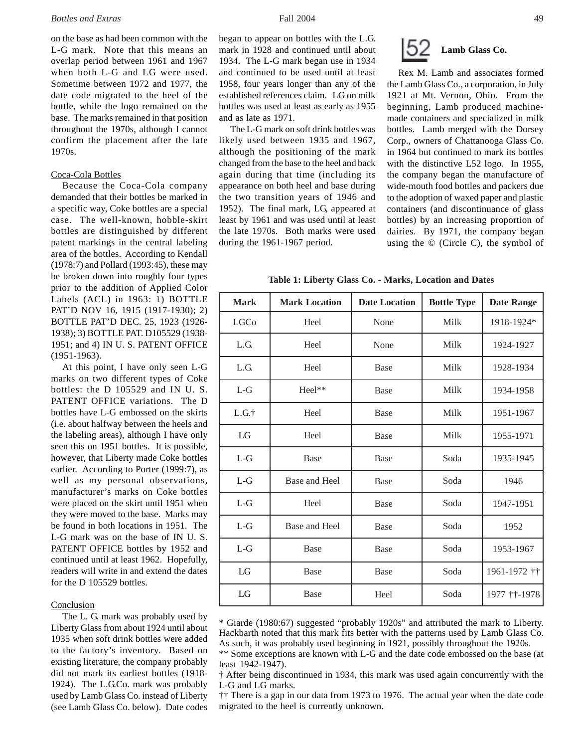on the base as had been common with the L-G mark. Note that this means an overlap period between 1961 and 1967 when both L-G and LG were used. Sometime between 1972 and 1977, the date code migrated to the heel of the bottle, while the logo remained on the base. The marks remained in that position throughout the 1970s, although I cannot confirm the placement after the late 1970s.

Coca-Cola Bottles

Because the Coca-Cola company demanded that their bottles be marked in a specific way, Coke bottles are a special case. The well-known, hobble-skirt bottles are distinguished by different patent markings in the central labeling area of the bottles. According to Kendall (1978:7) and Pollard (1993:45), these may be broken down into roughly four types prior to the addition of Applied Color Labels (ACL) in 1963: 1) BOTTLE PAT'D NOV 16, 1915 (1917-1930); 2) BOTTLE PAT'D DEC. 25, 1923 (1926-1938); 3) BOTTLE PAT. D105529 (1938-1951; and 4) IN U. S. PATENT OFFICE (1951-1963).

At this point, I have only seen L-G marks on two different types of Coke bottles: the D 105529 and IN U. S. PATENT OFFICE variations. The D bottles have L-G embossed on the skirts (i.e. about halfway between the heels and the labeling areas), although I have only seen this on 1951 bottles. It is possible, however, that Liberty made Coke bottles earlier. According to Porter (1999:7), as well as my personal observations, manufacturer's marks on Coke bottles were placed on the skirt until 1951 when they were moved to the base. Marks may be found in both locations in 1951. The L-G mark was on the base of IN U. S. PATENT OFFICE bottles by 1952 and continued until at least 1962. Hopefully, readers will write in and extend the dates for the D 105529 bottles.

Conclusion

The L. G. mark was probably used by Liberty Glass from about 1924 until about 1935 when soft drink bottles were added to the factory's inventory. Based on existing literature, the company probably did not mark its earliest bottles (1918-1924). The L.G.Co. mark was probably used by Lamb Glass Co. instead of Liberty (see Lamb Glass Co. below). Date codes began to appear on bottles with the L.G. mark in 1928 and continued until about 1934. The L-G mark began use in 1934 and continued to be used until at least 1958, four years longer than any of the established references claim. LG on milk bottles was used at least as early as 1955 and as late as 1971.

The L-G mark on soft drink bottles was likely used between 1935 and 1967, although the positioning of the mark changed from the base to the heel and back again during that time (including its appearance on both heel and base during the two transition years of 1946 and 1952). The final mark, LG, appeared at least by 1961 and was used until at least the late 1970s. Both marks were used during the 1961-1967 period.

### L52 Lamb Glass Co.

Rex M. Lamb and associates formed the Lamb Glass Co., a corporation, in July 1921 at Mt. Vernon, Ohio. From the beginning, Lamb produced machine-made containers and specialized in milk bottles. Lamb merged with the Dorsey Corp., owners of Chattanooga Glass Co. in 1964 but continued to mark its bottles with the distinctive L52 logo. In 1955, the company began the manufacture of wide-mouth food bottles and packers due to the adoption of waxed paper and plastic containers (and discontinuance of glass bottles) by an increasing proportion of dairies. By 1971, the company began using the © (Circle C), the symbol of

**Table 1: Liberty Glass Co. - Marks, Location and Dates**

| Mark | Mark Location | Date Location | Bottle Type | Date Range |
|---|---|---|---|---|
| LGCo | Heel | None | Milk | 1918-1924* |
| L.G. | Heel | None | Milk | 1924-1927 |
| L.G. | Heel | Base | Milk | 1928-1934 |
| L-G | Heel** | Base | Milk | 1934-1958 |
| L.G.† | Heel | Base | Milk | 1951-1967 |
| LG | Heel | Base | Milk | 1955-1971 |
| L-G | Base | Base | Soda | 1935-1945 |
| L-G | Base and Heel | Base | Soda | 1946 |
| L-G | Heel | Base | Soda | 1947-1951 |
| L-G | Base and Heel | Base | Soda | 1952 |
| L-G | Base | Base | Soda | 1953-1967 |
| LG | Base | Base | Soda | 1961-1972 †† |
| LG | Base | Heel | Soda | 1977 ††-1978 |

* Giarde (1980:67) suggested "probably 1920s" and attributed the mark to Liberty. Hackbarth noted that this mark fits better with the patterns used by Lamb Glass Co. As such, it was probably used beginning in 1921, possibly throughout the 1920s.

** Some exceptions are known with L-G and the date code embossed on the base (at least 1942-1947).

† After being discontinued in 1934, this mark was used again concurrently with the L-G and LG marks.

†† There is a gap in our data from 1973 to 1976. The actual year when the date code migrated to the heel is currently unknown.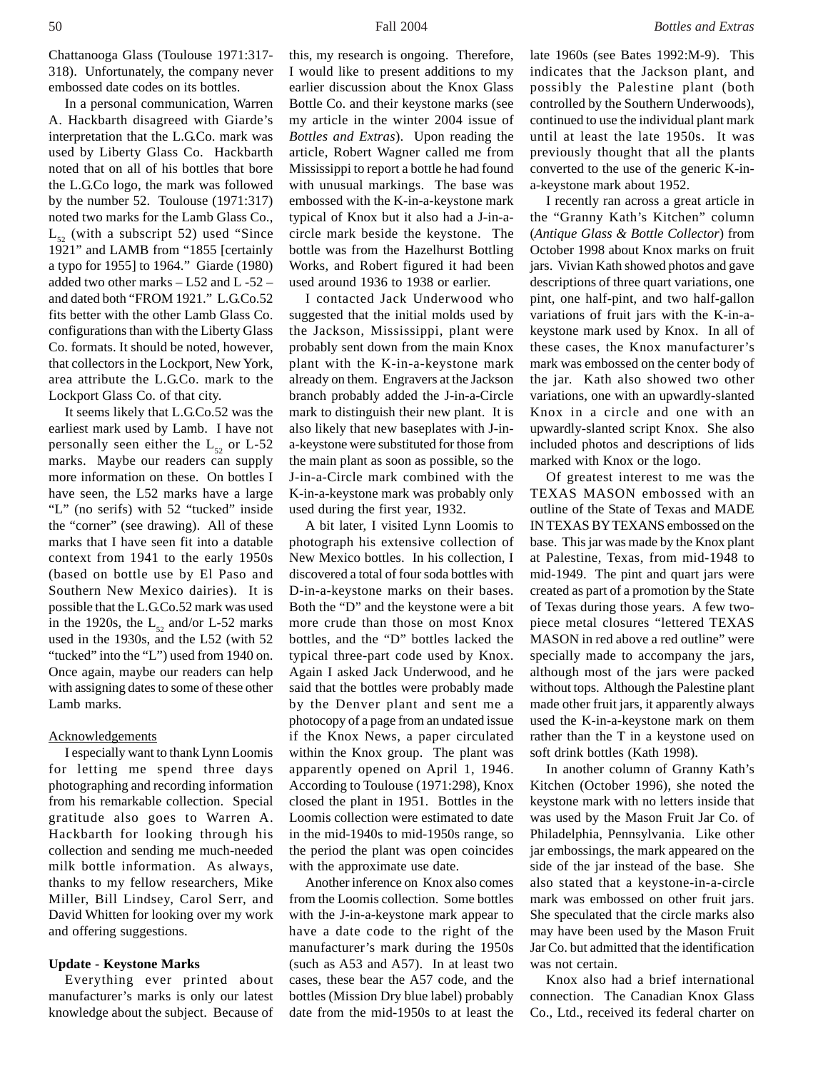Chattanooga Glass (Toulouse 1971:317-318). Unfortunately, the company never embossed date codes on its bottles.

In a personal communication, Warren A. Hackbarth disagreed with Giarde's interpretation that the L.G.Co. mark was used by Liberty Glass Co. Hackbarth noted that on all of his bottles that bore the L.G.Co logo, the mark was followed by the number 52. Toulouse (1971:317) noted two marks for the Lamb Glass Co., $L_{52}$ (with a subscript 52) used "Since 1921" and LAMB from "1855 [certainly a typo for 1955] to 1964." Giarde (1980) added two other marks – L52 and L -52 – and dated both "FROM 1921." L.G.Co.52 fits better with the other Lamb Glass Co. configurations than with the Liberty Glass Co. formats. It should be noted, however, that collectors in the Lockport, New York, area attribute the L.G.Co. mark to the Lockport Glass Co. of that city.

It seems likely that L.G.Co.52 was the earliest mark used by Lamb. I have not personally seen either the $L_{52}$ or L-52 marks. Maybe our readers can supply more information on these. On bottles I have seen, the L52 marks have a large "L" (no serifs) with 52 "tucked" inside the "corner" (see drawing). All of these marks that I have seen fit into a datable context from 1941 to the early 1950s (based on bottle use by El Paso and Southern New Mexico dairies). It is possible that the L.G.Co.52 mark was used in the 1920s, the $L_{52}$ and/or L-52 marks used in the 1930s, and the L52 (with 52 "tucked" into the "L") used from 1940 on. Once again, maybe our readers can help with assigning dates to some of these other Lamb marks.

## Acknowledgements

I especially want to thank Lynn Loomis for letting me spend three days photographing and recording information from his remarkable collection. Special gratitude also goes to Warren A. Hackbarth for looking through his collection and sending me much-needed milk bottle information. As always, thanks to my fellow researchers, Mike Miller, Bill Lindsey, Carol Serr, and David Whitten for looking over my work and offering suggestions.

## Update - Keystone Marks

Everything ever printed about manufacturer's marks is only our latest knowledge about the subject. Because of this, my research is ongoing. Therefore, I would like to present additions to my earlier discussion about the Knox Glass Bottle Co. and their keystone marks (see my article in the winter 2004 issue of *Bottles and Extras*). Upon reading the article, Robert Wagner called me from Mississippi to report a bottle he had found with unusual markings. The base was embossed with the K-in-a-keystone mark typical of Knox but it also had a J-in-a-circle mark beside the keystone. The bottle was from the Hazelhurst Bottling Works, and Robert figured it had been used around 1936 to 1938 or earlier.

I contacted Jack Underwood who suggested that the initial molds used by the Jackson, Mississippi, plant were probably sent down from the main Knox plant with the K-in-a-keystone mark already on them. Engravers at the Jackson branch probably added the J-in-a-Circle mark to distinguish their new plant. It is also likely that new baseplates with J-in-a-keystone were substituted for those from the main plant as soon as possible, so the J-in-a-Circle mark combined with the K-in-a-keystone mark was probably only used during the first year, 1932.

A bit later, I visited Lynn Loomis to photograph his extensive collection of New Mexico bottles. In his collection, I discovered a total of four soda bottles with D-in-a-keystone marks on their bases. Both the "D" and the keystone were a bit more crude than those on most Knox bottles, and the "D" bottles lacked the typical three-part code used by Knox. Again I asked Jack Underwood, and he said that the bottles were probably made by the Denver plant and sent me a photocopy of a page from an undated issue if the Knox News, a paper circulated within the Knox group. The plant was apparently opened on April 1, 1946. According to Toulouse (1971:298), Knox closed the plant in 1951. Bottles in the Loomis collection were estimated to date in the mid-1940s to mid-1950s range, so the period the plant was open coincides with the approximate use date.

Another inference on Knox also comes from the Loomis collection. Some bottles with the J-in-a-keystone mark appear to have a date code to the right of the manufacturer's mark during the 1950s (such as A53 and A57). In at least two cases, these bear the A57 code, and the bottles (Mission Dry blue label) probably date from the mid-1950s to at least the late 1960s (see Bates 1992:M-9). This indicates that the Jackson plant, and possibly the Palestine plant (both controlled by the Southern Underwoods), continued to use the individual plant mark until at least the late 1950s. It was previously thought that all the plants converted to the use of the generic K-in-a-keystone mark about 1952.

I recently ran across a great article in the "Granny Kath's Kitchen" column (*Antique Glass & Bottle Collector*) from October 1998 about Knox marks on fruit jars. Vivian Kath showed photos and gave descriptions of three quart variations, one pint, one half-pint, and two half-gallon variations of fruit jars with the K-in-a-keystone mark used by Knox. In all of these cases, the Knox manufacturer's mark was embossed on the center body of the jar. Kath also showed two other variations, one with an upwardly-slanted Knox in a circle and one with an upwardly-slanted script Knox. She also included photos and descriptions of lids marked with Knox or the logo.

Of greatest interest to me was the TEXAS MASON embossed with an outline of the State of Texas and MADE IN TEXAS BY TEXANS embossed on the base. This jar was made by the Knox plant at Palestine, Texas, from mid-1948 to mid-1949. The pint and quart jars were created as part of a promotion by the State of Texas during those years. A few two-piece metal closures "lettered TEXAS MASON in red above a red outline" were specially made to accompany the jars, although most of the jars were packed without tops. Although the Palestine plant made other fruit jars, it apparently always used the K-in-a-keystone mark on them rather than the T in a keystone used on soft drink bottles (Kath 1998).

In another column of Granny Kath's Kitchen (October 1996), she noted the keystone mark with no letters inside that was used by the Mason Fruit Jar Co. of Philadelphia, Pennsylvania. Like other jar embossings, the mark appeared on the side of the jar instead of the base. She also stated that a keystone-in-a-circle mark was embossed on other fruit jars. She speculated that the circle marks also may have been used by the Mason Fruit Jar Co. but admitted that the identification was not certain.

Knox also had a brief international connection. The Canadian Knox Glass Co., Ltd., received its federal charter on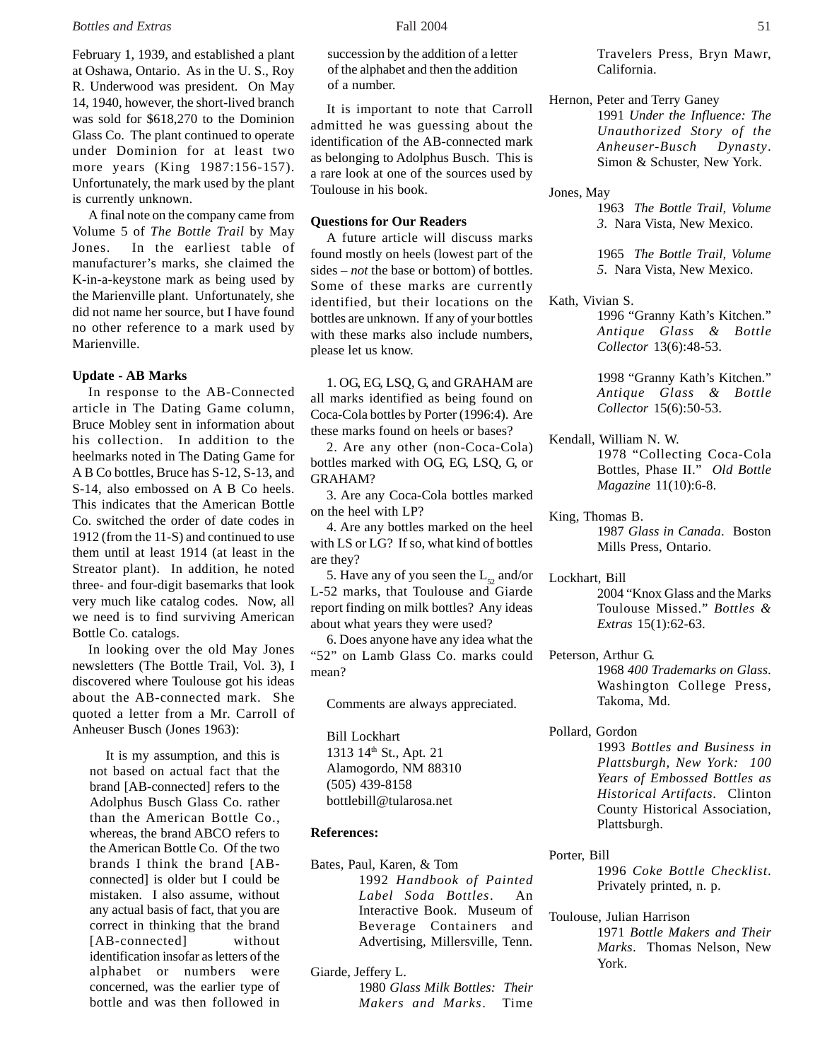February 1, 1939, and established a plant at Oshawa, Ontario. As in the U. S., Roy R. Underwood was president. On May 14, 1940, however, the short-lived branch was sold for $618,270 to the Dominion Glass Co. The plant continued to operate under Dominion for at least two more years (King 1987:156-157). Unfortunately, the mark used by the plant is currently unknown.

A final note on the company came from Volume 5 of *The Bottle Trail* by May Jones. In the earliest table of manufacturer's marks, she claimed the K-in-a-keystone mark as being used by the Marienville plant. Unfortunately, she did not name her source, but I have found no other reference to a mark used by Marienville.

**Update - AB Marks**

In response to the AB-Connected article in The Dating Game column, Bruce Mobley sent in information about his collection. In addition to the heelmarks noted in The Dating Game for A B Co bottles, Bruce has S-12, S-13, and S-14, also embossed on A B Co heels. This indicates that the American Bottle Co. switched the order of date codes in 1912 (from the 11-S) and continued to use them until at least 1914 (at least in the Streator plant). In addition, he noted three- and four-digit basemarks that look very much like catalog codes. Now, all we need is to find surviving American Bottle Co. catalogs.

In looking over the old May Jones newsletters (The Bottle Trail, Vol. 3), I discovered where Toulouse got his ideas about the AB-connected mark. She quoted a letter from a Mr. Carroll of Anheuser Busch (Jones 1963):

> It is my assumption, and this is not based on actual fact that the brand [AB-connected] refers to the Adolphus Busch Glass Co. rather than the American Bottle Co., whereas, the brand ABCO refers to the American Bottle Co. Of the two brands I think the brand [AB-connected] is older but I could be mistaken. I also assume, without any actual basis of fact, that you are correct in thinking that the brand [AB-connected] without identification insofar as letters of the alphabet or numbers were concerned, was the earlier type of bottle and was then followed in succession by the addition of a letter of the alphabet and then the addition of a number.

It is important to note that Carroll admitted he was guessing about the identification of the AB-connected mark as belonging to Adolphus Busch. This is a rare look at one of the sources used by Toulouse in his book.

**Questions for Our Readers**

A future article will discuss marks found mostly on heels (lowest part of the sides – *not* the base or bottom) of bottles. Some of these marks are currently identified, but their locations on the bottles are unknown. If any of your bottles with these marks also include numbers, please let us know.

1. OG, EG, LSQ, G, and GRAHAM are all marks identified as being found on Coca-Cola bottles by Porter (1996:4). Are these marks found on heels or bases?
2. Are any other (non-Coca-Cola) bottles marked with OG, EG, LSQ, G, or GRAHAM?
3. Are any Coca-Cola bottles marked on the heel with LP?
4. Are any bottles marked on the heel with LS or LG? If so, what kind of bottles are they?
5. Have any of you seen the $L_{52}$ and/or L-52 marks, that Toulouse and Giarde report finding on milk bottles? Any ideas about what years they were used?
6. Does anyone have any idea what the "52" on Lamb Glass Co. marks could mean?

Comments are always appreciated.

Bill Lockhart
1313 14th St., Apt. 21
Alamogordo, NM 88310
(505) 439-8158
bottlebill@tularosa.net

**References:**

Bates, Paul, Karen, & Tom
1992 *Handbook of Painted Label Soda Bottles*. An Interactive Book. Museum of Beverage Containers and Advertising, Millersville, Tenn.

Giarde, Jeffery L.
1980 *Glass Milk Bottles: Their Makers and Marks*. Time Travelers Press, Bryn Mawr, California.

Hernon, Peter and Terry Ganey
1991 *Under the Influence: The Unauthorized Story of the Anheuser-Busch Dynasty*. Simon & Schuster, New York.

Jones, May
1963 *The Bottle Trail, Volume 3*. Nara Vista, New Mexico.

1965 *The Bottle Trail, Volume 5*. Nara Vista, New Mexico.

Kath, Vivian S.
1996 "Granny Kath's Kitchen." *Antique Glass & Bottle Collector* 13(6):48-53.

1998 "Granny Kath's Kitchen." *Antique Glass & Bottle Collector* 15(6):50-53.

Kendall, William N. W.
1978 "Collecting Coca-Cola Bottles, Phase II." *Old Bottle Magazine* 11(10):6-8.

King, Thomas B.
1987 *Glass in Canada*. Boston Mills Press, Ontario.

Lockhart, Bill
2004 "Knox Glass and the Marks Toulouse Missed." *Bottles & Extras* 15(1):62-63.

Peterson, Arthur G.
1968 *400 Trademarks on Glass*. Washington College Press, Takoma, Md.

Pollard, Gordon
1993 *Bottles and Business in Plattsburgh, New York: 100 Years of Embossed Bottles as Historical Artifacts*. Clinton County Historical Association, Plattsburgh.

Porter, Bill
1996 *Coke Bottle Checklist*. Privately printed, n. p.

Toulouse, Julian Harrison
1971 *Bottle Makers and Their Marks*. Thomas Nelson, New York.